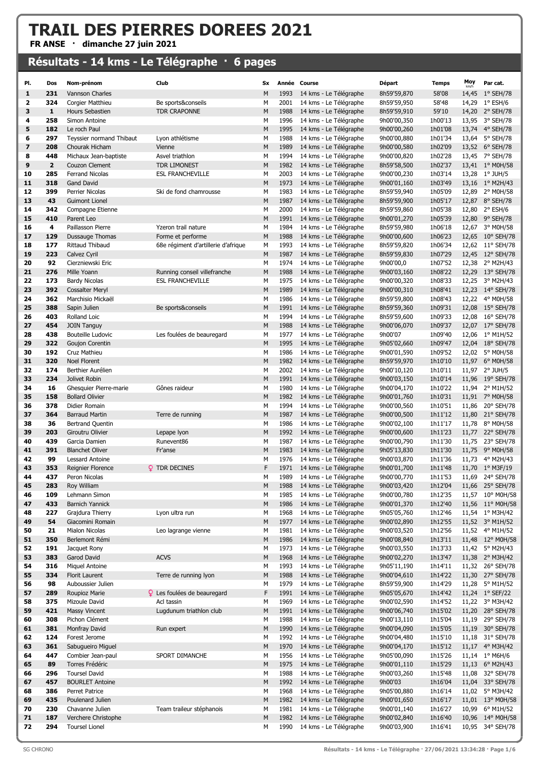# TRAIL DES PIERRES DOREES 2021

**FR ANSE · dimanche 27 juin 2021**

## Résultats - 14 kms - Le Télégraphe · 6 pages

| Pl. | Dos | Nom-prénom | Club | Sx | Année | Course | Départ | Temps | Moy km/h | Par cat. |
|---|---|---|---|---|---|---|---|---|---|---|
| 1 | 231 | Vannson Charles | | M | 1993 | 14 kms - Le Télégraphe | 8h59'59,870 | 58'08 | 14,45 | 1° SEH/78 |
| 2 | 324 | Corgier Matthieu | Be sports&conseils | M | 2001 | 14 kms - Le Télégraphe | 8h59'59,950 | 58'48 | 14,29 | 1° ESH/6 |
| 3 | 1 | Hours Sebastien | TDR CRAPONNE | M | 1988 | 14 kms - Le Télégraphe | 8h59'59,910 | 59'10 | 14,20 | 2° SEH/78 |
| 4 | 258 | Simon Antoine | | M | 1996 | 14 kms - Le Télégraphe | 9h00'00,350 | 1h00'13 | 13,95 | 3° SEH/78 |
| 5 | 182 | Le roch Paul | | M | 1995 | 14 kms - Le Télégraphe | 9h00'00,260 | 1h01'08 | 13,74 | 4° SEH/78 |
| 6 | 297 | Teyssier normand Thibaut | Lyon athlétisme | M | 1988 | 14 kms - Le Télégraphe | 9h00'00,880 | 1h01'34 | 13,64 | 5° SEH/78 |
| 7 | 208 | Chourak Hicham | Vienne | M | 1989 | 14 kms - Le Télégraphe | 9h00'00,580 | 1h02'09 | 13,52 | 6° SEH/78 |
| 8 | 448 | Michaux Jean-baptiste | Asvel triathlon | M | 1994 | 14 kms - Le Télégraphe | 9h00'00,820 | 1h02'28 | 13,45 | 7° SEH/78 |
| 9 | 2 | Couzon Clement | TDR LIMONEST | M | 1982 | 14 kms - Le Télégraphe | 8h59'58,500 | 1h02'37 | 13,41 | 1° M0H/58 |
| 10 | 285 | Ferrand Nicolas | ESL FRANCHEVILLE | M | 2003 | 14 kms - Le Télégraphe | 9h00'00,230 | 1h03'14 | 13,28 | 1° JUH/5 |
| 11 | 318 | Gand David | | M | 1973 | 14 kms - Le Télégraphe | 9h00'01,160 | 1h03'49 | 13,16 | 1° M2H/43 |
| 12 | 399 | Perrier Nicolas | Ski de fond chamrousse | M | 1983 | 14 kms - Le Télégraphe | 8h59'59,940 | 1h05'09 | 12,89 | 2° M0H/58 |
| 13 | 43 | Guimont Lionel | | M | 1987 | 14 kms - Le Télégraphe | 8h59'59,900 | 1h05'17 | 12,87 | 8° SEH/78 |
| 14 | 342 | Compagne Etienne | | M | 2000 | 14 kms - Le Télégraphe | 8h59'59,860 | 1h05'38 | 12,80 | 2° ESH/6 |
| 15 | 410 | Parent Leo | | M | 1991 | 14 kms - Le Télégraphe | 9h00'01,270 | 1h05'39 | 12,80 | 9° SEH/78 |
| 16 | 4 | Paillasson Pierre | Yzeron trail nature | M | 1984 | 14 kms - Le Télégraphe | 8h59'59,980 | 1h06'18 | 12,67 | 3° M0H/58 |
| 17 | 129 | Dussauge Thomas | Forme et performe | M | 1988 | 14 kms - Le Télégraphe | 9h00'00,600 | 1h06'23 | 12,65 | 10° SEH/78 |
| 18 | 177 | Rittaud Thibaud | 68e régiment d'artillerie d'afrique | M | 1993 | 14 kms - Le Télégraphe | 8h59'59,820 | 1h06'34 | 12,62 | 11° SEH/78 |
| 19 | 223 | Calvez Cyril | | M | 1987 | 14 kms - Le Télégraphe | 8h59'59,830 | 1h07'29 | 12,45 | 12° SEH/78 |
| 20 | 92 | Cierzniewski Eric | | M | 1974 | 14 kms - Le Télégraphe | 9h00'00,0 | 1h07'52 | 12,38 | 2° M2H/43 |
| 21 | 276 | Mille Yoann | Running conseil villefranche | M | 1988 | 14 kms - Le Télégraphe | 9h00'03,160 | 1h08'22 | 12,29 | 13° SEH/78 |
| 22 | 173 | Bardy Nicolas | ESL FRANCHEVILLE | M | 1975 | 14 kms - Le Télégraphe | 9h00'00,320 | 1h08'33 | 12,25 | 3° M2H/43 |
| 23 | 392 | Cossalter Meryl | | M | 1989 | 14 kms - Le Télégraphe | 9h00'00,310 | 1h08'41 | 12,23 | 14° SEH/78 |
| 24 | 362 | Marchisio Mickaël | | M | 1986 | 14 kms - Le Télégraphe | 8h59'59,800 | 1h08'43 | 12,22 | 4° M0H/58 |
| 25 | 388 | Sapin Julien | Be sports&conseils | M | 1991 | 14 kms - Le Télégraphe | 8h59'59,360 | 1h09'31 | 12,08 | 15° SEH/78 |
| 26 | 403 | Rolland Loic | | M | 1994 | 14 kms - Le Télégraphe | 8h59'59,600 | 1h09'33 | 12,08 | 16° SEH/78 |
| 27 | 454 | JOIN Tanguy | | M | 1988 | 14 kms - Le Télégraphe | 9h00'06,070 | 1h09'37 | 12,07 | 17° SEH/78 |
| 28 | 438 | Bouteille Ludovic | Les foulées de beauregard | M | 1977 | 14 kms - Le Télégraphe | 9h00'07 | 1h09'40 | 12,06 | 1° M1H/52 |
| 29 | 322 | Goujon Corentin | | M | 1995 | 14 kms - Le Télégraphe | 9h05'02,660 | 1h09'47 | 12,04 | 18° SEH/78 |
| 30 | 192 | Cruz Mathieu | | M | 1986 | 14 kms - Le Télégraphe | 9h00'01,590 | 1h09'52 | 12,02 | 5° M0H/58 |
| 31 | 320 | Noel Florent | | M | 1982 | 14 kms - Le Télégraphe | 8h59'59,970 | 1h10'10 | 11,97 | 6° M0H/58 |
| 32 | 174 | Berthier Aurélien | | M | 2002 | 14 kms - Le Télégraphe | 9h00'10,120 | 1h10'11 | 11,97 | 2° JUH/5 |
| 33 | 234 | Jolivet Robin | | M | 1991 | 14 kms - Le Télégraphe | 9h00'03,150 | 1h10'14 | 11,96 | 19° SEH/78 |
| 34 | 16 | Ghesquier Pierre-marie | Gônes raideur | M | 1980 | 14 kms - Le Télégraphe | 9h00'04,170 | 1h10'22 | 11,94 | 2° M1H/52 |
| 35 | 158 | Bollard Olivier | | M | 1982 | 14 kms - Le Télégraphe | 9h00'01,760 | 1h10'31 | 11,91 | 7° M0H/58 |
| 36 | 378 | Didier Romain | | M | 1994 | 14 kms - Le Télégraphe | 9h00'00,560 | 1h10'51 | 11,86 | 20° SEH/78 |
| 37 | 364 | Barraud Martin | Terre de running | M | 1987 | 14 kms - Le Télégraphe | 9h00'00,500 | 1h11'12 | 11,80 | 21° SEH/78 |
| 38 | 36 | Bertrand Quentin | | M | 1986 | 14 kms - Le Télégraphe | 9h00'02,100 | 1h11'17 | 11,78 | 8° M0H/58 |
| 39 | 203 | Giroutru Olivier | Lepape lyon | M | 1992 | 14 kms - Le Télégraphe | 9h00'00,600 | 1h11'23 | 11,77 | 22° SEH/78 |
| 40 | 439 | Garcia Damien | Runevent86 | M | 1987 | 14 kms - Le Télégraphe | 9h00'00,790 | 1h11'30 | 11,75 | 23° SEH/78 |
| 41 | 391 | Blanchet Oliver | Fr'anse | M | 1983 | 14 kms - Le Télégraphe | 9h05'13,830 | 1h11'30 | 11,75 | 9° M0H/58 |
| 42 | 99 | Lessard Antoine | | M | 1976 | 14 kms - Le Télégraphe | 9h00'03,870 | 1h11'36 | 11,73 | 4° M2H/43 |
| 43 | 353 | Reignier Florence | ♀ TDR DECINES | F | 1971 | 14 kms - Le Télégraphe | 9h00'01,700 | 1h11'48 | 11,70 | 1° M3F/19 |
| 44 | 437 | Peron Nicolas | | M | 1989 | 14 kms - Le Télégraphe | 9h00'00,770 | 1h11'53 | 11,69 | 24° SEH/78 |
| 45 | 283 | Roy William | | M | 1988 | 14 kms - Le Télégraphe | 9h00'03,420 | 1h12'04 | 11,66 | 25° SEH/78 |
| 46 | 109 | Lehmann Simon | | M | 1985 | 14 kms - Le Télégraphe | 9h00'00,780 | 1h12'35 | 11,57 | 10° M0H/58 |
| 47 | 433 | Barnich Yannick | | M | 1986 | 14 kms - Le Télégraphe | 9h00'01,370 | 1h12'40 | 11,56 | 11° M0H/58 |
| 48 | 227 | Grajdura Thierry | Lyon ultra run | M | 1968 | 14 kms - Le Télégraphe | 9h05'05,760 | 1h12'46 | 11,54 | 1° M3H/42 |
| 49 | 54 | Giacomini Romain | | M | 1977 | 14 kms - Le Télégraphe | 9h00'02,890 | 1h12'55 | 11,52 | 3° M1H/52 |
| 50 | 21 | Mialon Nicolas | Leo lagrange vienne | M | 1981 | 14 kms - Le Télégraphe | 9h00'03,520 | 1h12'56 | 11,52 | 4° M1H/52 |
| 51 | 350 | Berlemont Rémi | | M | 1986 | 14 kms - Le Télégraphe | 9h00'08,840 | 1h13'11 | 11,48 | 12° M0H/58 |
| 52 | 191 | Jacquet Rony | | M | 1973 | 14 kms - Le Télégraphe | 9h00'03,550 | 1h13'33 | 11,42 | 5° M2H/43 |
| 53 | 383 | Garod David | ACVS | M | 1968 | 14 kms - Le Télégraphe | 9h00'02,270 | 1h13'47 | 11,38 | 2° M3H/42 |
| 54 | 316 | Miquel Antoine | | M | 1993 | 14 kms - Le Télégraphe | 9h05'11,190 | 1h14'11 | 11,32 | 26° SEH/78 |
| 55 | 334 | Florit Laurent | Terre de running lyon | M | 1988 | 14 kms - Le Télégraphe | 9h00'04,610 | 1h14'22 | 11,30 | 27° SEH/78 |
| 56 | 98 | Auboussier Julien | | M | 1979 | 14 kms - Le Télégraphe | 8h59'59,900 | 1h14'29 | 11,28 | 5° M1H/52 |
| 57 | 289 | Roupioz Marie | ♀ Les foulées de beauregard | F | 1991 | 14 kms - Le Télégraphe | 9h05'05,670 | 1h14'42 | 11,24 | 1° SEF/22 |
| 58 | 375 | Mizoule David | Acl tassin | M | 1969 | 14 kms - Le Télégraphe | 9h00'02,590 | 1h14'52 | 11,22 | 3° M3H/42 |
| 59 | 421 | Massy Vincent | Lugdunum triathlon club | M | 1991 | 14 kms - Le Télégraphe | 9h00'06,740 | 1h15'02 | 11,20 | 28° SEH/78 |
| 60 | 308 | Pichon Clément | | M | 1988 | 14 kms - Le Télégraphe | 9h00'13,110 | 1h15'04 | 11,19 | 29° SEH/78 |
| 61 | 381 | Monfray David | Run expert | M | 1990 | 14 kms - Le Télégraphe | 9h00'04,090 | 1h15'05 | 11,19 | 30° SEH/78 |
| 62 | 124 | Forest Jerome | | M | 1992 | 14 kms - Le Télégraphe | 9h00'04,480 | 1h15'10 | 11,18 | 31° SEH/78 |
| 63 | 361 | Sabugueiro Miguel | | M | 1970 | 14 kms - Le Télégraphe | 9h00'04,170 | 1h15'12 | 11,17 | 4° M3H/42 |
| 64 | 447 | Combier Jean-paul | SPORT DIMANCHE | M | 1956 | 14 kms - Le Télégraphe | 9h05'00,090 | 1h15'26 | 11,14 | 1° M6H/6 |
| 65 | 89 | Torres Frédéric | | M | 1975 | 14 kms - Le Télégraphe | 9h00'01,110 | 1h15'29 | 11,13 | 6° M2H/43 |
| 66 | 296 | Toursel David | | M | 1988 | 14 kms - Le Télégraphe | 9h00'03,260 | 1h15'48 | 11,08 | 32° SEH/78 |
| 67 | 457 | BOURLET Antoine | | M | 1992 | 14 kms - Le Télégraphe | 9h00'03 | 1h16'04 | 11,04 | 33° SEH/78 |
| 68 | 386 | Perret Patrice | | M | 1968 | 14 kms - Le Télégraphe | 9h05'00,880 | 1h16'14 | 11,02 | 5° M3H/42 |
| 69 | 435 | Poulenard Julien | | M | 1982 | 14 kms - Le Télégraphe | 9h00'01,650 | 1h16'17 | 11,01 | 13° M0H/58 |
| 70 | 230 | Chavanne Julien | Team traileur stéphanois | M | 1981 | 14 kms - Le Télégraphe | 9h00'01,140 | 1h16'27 | 10,99 | 6° M1H/52 |
| 71 | 187 | Verchere Christophe | | M | 1982 | 14 kms - Le Télégraphe | 9h00'02,840 | 1h16'40 | 10,96 | 14° M0H/58 |
| 72 | 294 | Toursel Lionel | | M | 1990 | 14 kms - Le Télégraphe | 9h00'03,900 | 1h16'41 | 10,95 | 34° SEH/78 |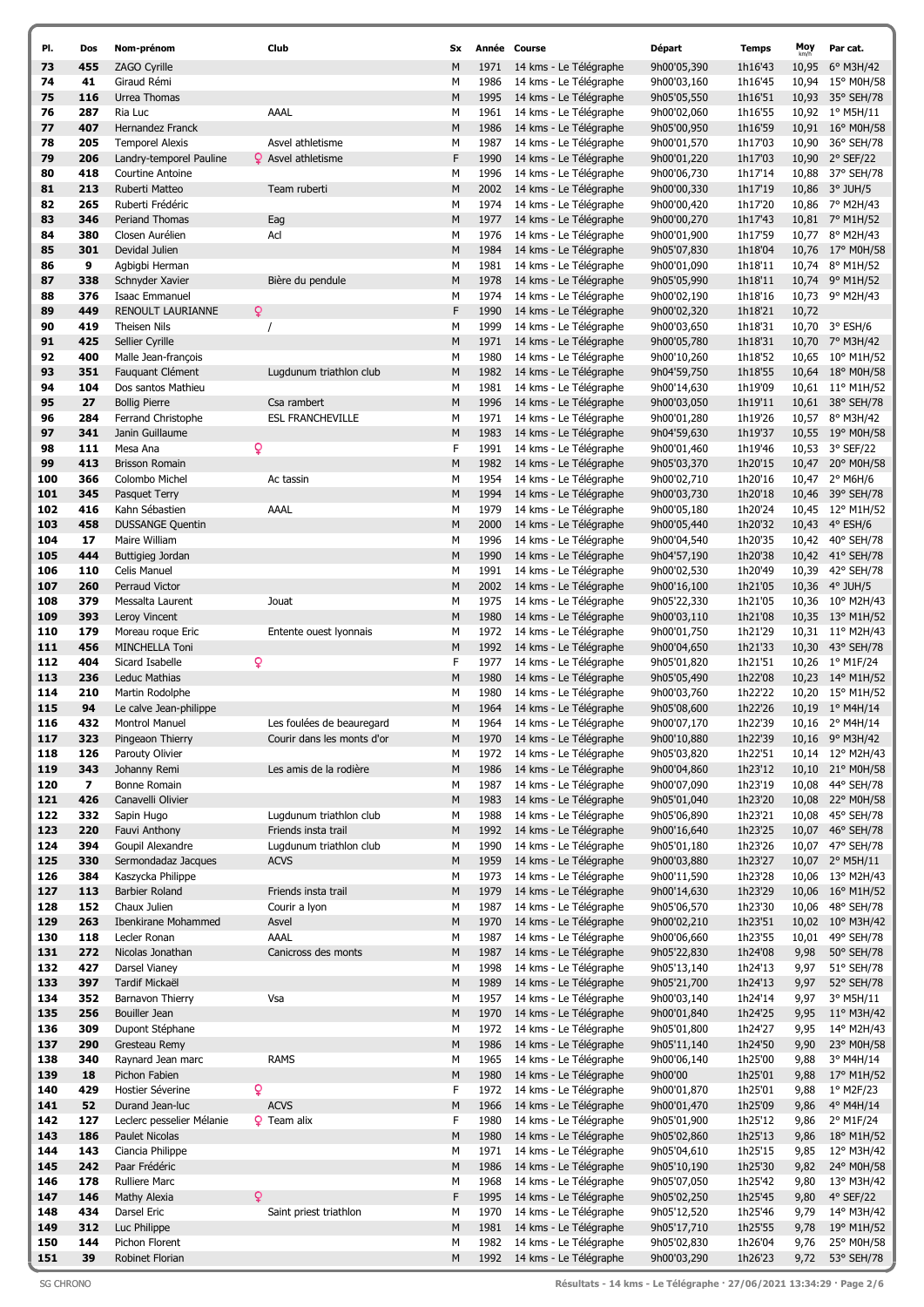| Pl. | Dos | Nom-prénom | Club | Sx | Année | Course | Départ | Temps | Moy km/h | Par cat. |
|---|---|---|---|---|---|---|---|---|---|---|
| 73 | 455 | ZAGO Cyrille | | M | 1971 | 14 kms - Le Télégraphe | 9h00'05,390 | 1h16'43 | 10,95 | 6° M3H/42 |
| 74 | 41 | Giraud Rémi | | M | 1986 | 14 kms - Le Télégraphe | 9h00'03,160 | 1h16'45 | 10,94 | 15° M0H/58 |
| 75 | 116 | Urrea Thomas | | M | 1995 | 14 kms - Le Télégraphe | 9h05'05,550 | 1h16'51 | 10,93 | 35° SEH/78 |
| 76 | 287 | Ria Luc | AAAL | M | 1961 | 14 kms - Le Télégraphe | 9h00'02,060 | 1h16'55 | 10,92 | 1° M5H/11 |
| 77 | 407 | Hernandez Franck | | M | 1986 | 14 kms - Le Télégraphe | 9h05'00,950 | 1h16'59 | 10,91 | 16° M0H/58 |
| 78 | 205 | Temporel Alexis | Asvel athletisme | M | 1987 | 14 kms - Le Télégraphe | 9h00'01,570 | 1h17'03 | 10,90 | 36° SEH/78 |
| 79 | 206 | Landry-temporel Pauline ♀ | Asvel athletisme | F | 1990 | 14 kms - Le Télégraphe | 9h00'01,220 | 1h17'03 | 10,90 | 2° SEF/22 |
| 80 | 418 | Courtine Antoine | | M | 1996 | 14 kms - Le Télégraphe | 9h00'06,730 | 1h17'14 | 10,88 | 37° SEH/78 |
| 81 | 213 | Ruberti Matteo | Team ruberti | M | 2002 | 14 kms - Le Télégraphe | 9h00'00,330 | 1h17'19 | 10,86 | 3° JUH/5 |
| 82 | 265 | Ruberti Frédéric | | M | 1974 | 14 kms - Le Télégraphe | 9h00'00,420 | 1h17'20 | 10,86 | 7° M2H/43 |
| 83 | 346 | Periand Thomas | Eag | M | 1977 | 14 kms - Le Télégraphe | 9h00'00,270 | 1h17'43 | 10,81 | 7° M1H/52 |
| 84 | 380 | Closen Aurélien | Acl | M | 1976 | 14 kms - Le Télégraphe | 9h00'01,900 | 1h17'59 | 10,77 | 8° M2H/43 |
| 85 | 301 | Devidal Julien | | M | 1984 | 14 kms - Le Télégraphe | 9h05'07,830 | 1h18'04 | 10,76 | 17° M0H/58 |
| 86 | 9 | Agbigbi Herman | | M | 1981 | 14 kms - Le Télégraphe | 9h00'01,090 | 1h18'11 | 10,74 | 8° M1H/52 |
| 87 | 338 | Schnyder Xavier | Bière du pendule | M | 1978 | 14 kms - Le Télégraphe | 9h05'05,990 | 1h18'11 | 10,74 | 9° M1H/52 |
| 88 | 376 | Isaac Emmanuel | | M | 1974 | 14 kms - Le Télégraphe | 9h00'02,190 | 1h18'16 | 10,73 | 9° M2H/43 |
| 89 | 449 | RENOULT LAURIANNE ♀ | | F | 1990 | 14 kms - Le Télégraphe | 9h00'02,320 | 1h18'21 | 10,72 | |
| 90 | 419 | Theisen Nils | / | M | 1999 | 14 kms - Le Télégraphe | 9h00'03,650 | 1h18'31 | 10,70 | 3° ESH/6 |
| 91 | 425 | Sellier Cyrille | | M | 1971 | 14 kms - Le Télégraphe | 9h00'05,780 | 1h18'31 | 10,70 | 7° M3H/42 |
| 92 | 400 | Malle Jean-françois | | M | 1980 | 14 kms - Le Télégraphe | 9h00'10,260 | 1h18'52 | 10,65 | 10° M1H/52 |
| 93 | 351 | Fauquant Clément | Lugdunum triathlon club | M | 1982 | 14 kms - Le Télégraphe | 9h04'59,750 | 1h18'55 | 10,64 | 18° M0H/58 |
| 94 | 104 | Dos santos Mathieu | | M | 1981 | 14 kms - Le Télégraphe | 9h00'14,630 | 1h19'09 | 10,61 | 11° M1H/52 |
| 95 | 27 | Bollig Pierre | Csa rambert | M | 1996 | 14 kms - Le Télégraphe | 9h00'03,050 | 1h19'11 | 10,61 | 38° SEH/78 |
| 96 | 284 | Ferrand Christophe | ESL FRANCHEVILLE | M | 1971 | 14 kms - Le Télégraphe | 9h00'01,280 | 1h19'26 | 10,57 | 8° M3H/42 |
| 97 | 341 | Janin Guillaume | | M | 1983 | 14 kms - Le Télégraphe | 9h04'59,630 | 1h19'37 | 10,55 | 19° M0H/58 |
| 98 | 111 | Mesa Ana ♀ | | F | 1991 | 14 kms - Le Télégraphe | 9h00'01,460 | 1h19'46 | 10,53 | 3° SEF/22 |
| 99 | 413 | Brisson Romain | | M | 1982 | 14 kms - Le Télégraphe | 9h05'03,370 | 1h20'15 | 10,47 | 20° M0H/58 |
| 100 | 366 | Colombo Michel | Ac tassin | M | 1954 | 14 kms - Le Télégraphe | 9h00'02,710 | 1h20'16 | 10,47 | 2° M6H/6 |
| 101 | 345 | Pasquet Terry | | M | 1994 | 14 kms - Le Télégraphe | 9h00'03,730 | 1h20'18 | 10,46 | 39° SEH/78 |
| 102 | 416 | Kahn Sébastien | AAAL | M | 1979 | 14 kms - Le Télégraphe | 9h00'05,180 | 1h20'24 | 10,45 | 12° M1H/52 |
| 103 | 458 | DUSSANGE Quentin | | M | 2000 | 14 kms - Le Télégraphe | 9h00'05,440 | 1h20'32 | 10,43 | 4° ESH/6 |
| 104 | 17 | Maire William | | M | 1996 | 14 kms - Le Télégraphe | 9h00'04,540 | 1h20'35 | 10,42 | 40° SEH/78 |
| 105 | 444 | Buttigieg Jordan | | M | 1990 | 14 kms - Le Télégraphe | 9h04'57,190 | 1h20'38 | 10,42 | 41° SEH/78 |
| 106 | 110 | Celis Manuel | | M | 1991 | 14 kms - Le Télégraphe | 9h00'02,530 | 1h20'49 | 10,39 | 42° SEH/78 |
| 107 | 260 | Perraud Victor | | M | 2002 | 14 kms - Le Télégraphe | 9h00'16,100 | 1h21'05 | 10,36 | 4° JUH/5 |
| 108 | 379 | Messalta Laurent | Jouat | M | 1975 | 14 kms - Le Télégraphe | 9h05'22,330 | 1h21'05 | 10,36 | 10° M2H/43 |
| 109 | 393 | Leroy Vincent | | M | 1980 | 14 kms - Le Télégraphe | 9h00'03,110 | 1h21'08 | 10,35 | 13° M1H/52 |
| 110 | 179 | Moreau roque Eric | Entente ouest lyonnais | M | 1972 | 14 kms - Le Télégraphe | 9h00'01,750 | 1h21'29 | 10,31 | 11° M2H/43 |
| 111 | 456 | MINCHELLA Toni | | M | 1992 | 14 kms - Le Télégraphe | 9h00'04,650 | 1h21'33 | 10,30 | 43° SEH/78 |
| 112 | 404 | Sicard Isabelle ♀ | | F | 1977 | 14 kms - Le Télégraphe | 9h05'01,820 | 1h21'51 | 10,26 | 1° M1F/24 |
| 113 | 236 | Leduc Mathias | | M | 1980 | 14 kms - Le Télégraphe | 9h05'05,490 | 1h22'08 | 10,23 | 14° M1H/52 |
| 114 | 210 | Martin Rodolphe | | M | 1980 | 14 kms - Le Télégraphe | 9h00'03,760 | 1h22'22 | 10,20 | 15° M1H/52 |
| 115 | 94 | Le calve Jean-philippe | | M | 1964 | 14 kms - Le Télégraphe | 9h05'08,600 | 1h22'26 | 10,19 | 1° M4H/14 |
| 116 | 432 | Montrol Manuel | Les foulées de beauregard | M | 1964 | 14 kms - Le Télégraphe | 9h00'07,170 | 1h22'39 | 10,16 | 2° M4H/14 |
| 117 | 323 | Pingeaon Thierry | Courir dans les monts d'or | M | 1970 | 14 kms - Le Télégraphe | 9h00'10,880 | 1h22'39 | 10,16 | 9° M3H/42 |
| 118 | 126 | Parouty Olivier | | M | 1972 | 14 kms - Le Télégraphe | 9h05'03,820 | 1h22'51 | 10,14 | 12° M2H/43 |
| 119 | 343 | Johanny Remi | Les amis de la rodière | M | 1986 | 14 kms - Le Télégraphe | 9h00'04,860 | 1h23'12 | 10,10 | 21° M0H/58 |
| 120 | 7 | Bonne Romain | | M | 1987 | 14 kms - Le Télégraphe | 9h00'07,090 | 1h23'19 | 10,08 | 44° SEH/78 |
| 121 | 426 | Canavelli Olivier | | M | 1983 | 14 kms - Le Télégraphe | 9h05'01,040 | 1h23'20 | 10,08 | 22° M0H/58 |
| 122 | 332 | Sapin Hugo | Lugdunum triathlon club | M | 1988 | 14 kms - Le Télégraphe | 9h05'06,890 | 1h23'21 | 10,08 | 45° SEH/78 |
| 123 | 220 | Fauvi Anthony | Friends insta trail | M | 1992 | 14 kms - Le Télégraphe | 9h00'16,640 | 1h23'25 | 10,07 | 46° SEH/78 |
| 124 | 394 | Goupil Alexandre | Lugdunum triathlon club | M | 1990 | 14 kms - Le Télégraphe | 9h05'01,180 | 1h23'26 | 10,07 | 47° SEH/78 |
| 125 | 330 | Sermondadaz Jacques | ACVS | M | 1959 | 14 kms - Le Télégraphe | 9h00'03,880 | 1h23'27 | 10,07 | 2° M5H/11 |
| 126 | 384 | Kaszycka Philippe | | M | 1973 | 14 kms - Le Télégraphe | 9h00'11,590 | 1h23'28 | 10,06 | 13° M2H/43 |
| 127 | 113 | Barbier Roland | Friends insta trail | M | 1979 | 14 kms - Le Télégraphe | 9h00'14,630 | 1h23'29 | 10,06 | 16° M1H/52 |
| 128 | 152 | Chaux Julien | Courir a lyon | M | 1987 | 14 kms - Le Télégraphe | 9h05'06,570 | 1h23'30 | 10,06 | 48° SEH/78 |
| 129 | 263 | Ibenkirane Mohammed | Asvel | M | 1970 | 14 kms - Le Télégraphe | 9h00'02,210 | 1h23'51 | 10,02 | 10° M3H/42 |
| 130 | 118 | Lecler Ronan | AAAL | M | 1987 | 14 kms - Le Télégraphe | 9h00'06,660 | 1h23'55 | 10,01 | 49° SEH/78 |
| 131 | 272 | Nicolas Jonathan | Canicross des monts | M | 1987 | 14 kms - Le Télégraphe | 9h05'22,830 | 1h24'08 | 9,98 | 50° SEH/78 |
| 132 | 427 | Darsel Vianey | | M | 1998 | 14 kms - Le Télégraphe | 9h05'13,140 | 1h24'13 | 9,97 | 51° SEH/78 |
| 133 | 397 | Tardif Mickaël | | M | 1989 | 14 kms - Le Télégraphe | 9h05'21,700 | 1h24'13 | 9,97 | 52° SEH/78 |
| 134 | 352 | Barnavon Thierry | Vsa | M | 1957 | 14 kms - Le Télégraphe | 9h00'03,140 | 1h24'14 | 9,97 | 3° M5H/11 |
| 135 | 256 | Bouiller Jean | | M | 1970 | 14 kms - Le Télégraphe | 9h00'01,840 | 1h24'25 | 9,95 | 11° M3H/42 |
| 136 | 309 | Dupont Stéphane | | M | 1972 | 14 kms - Le Télégraphe | 9h05'01,800 | 1h24'27 | 9,95 | 14° M2H/43 |
| 137 | 290 | Gresteau Remy | | M | 1986 | 14 kms - Le Télégraphe | 9h05'11,140 | 1h24'50 | 9,90 | 23° M0H/58 |
| 138 | 340 | Raynard Jean marc | RAMS | M | 1965 | 14 kms - Le Télégraphe | 9h00'06,140 | 1h25'00 | 9,88 | 3° M4H/14 |
| 139 | 18 | Pichon Fabien | | M | 1980 | 14 kms - Le Télégraphe | 9h00'00 | 1h25'01 | 9,88 | 17° M1H/52 |
| 140 | 429 | Hostier Séverine ♀ | | F | 1972 | 14 kms - Le Télégraphe | 9h00'01,870 | 1h25'01 | 9,88 | 1° M2F/23 |
| 141 | 52 | Durand Jean-luc | ACVS | M | 1966 | 14 kms - Le Télégraphe | 9h00'01,470 | 1h25'09 | 9,86 | 4° M4H/14 |
| 142 | 127 | Leclerc pesselier Mélanie ♀ | Team alix | F | 1980 | 14 kms - Le Télégraphe | 9h05'01,900 | 1h25'12 | 9,86 | 2° M1F/24 |
| 143 | 186 | Paulet Nicolas | | M | 1980 | 14 kms - Le Télégraphe | 9h05'02,860 | 1h25'13 | 9,86 | 18° M1H/52 |
| 144 | 143 | Ciancia Philippe | | M | 1971 | 14 kms - Le Télégraphe | 9h05'04,610 | 1h25'15 | 9,85 | 12° M3H/42 |
| 145 | 242 | Paar Frédéric | | M | 1986 | 14 kms - Le Télégraphe | 9h05'10,190 | 1h25'30 | 9,82 | 24° M0H/58 |
| 146 | 178 | Rulliere Marc | | M | 1968 | 14 kms - Le Télégraphe | 9h05'07,050 | 1h25'42 | 9,80 | 13° M3H/42 |
| 147 | 146 | Mathy Alexia ♀ | | F | 1995 | 14 kms - Le Télégraphe | 9h05'02,250 | 1h25'45 | 9,80 | 4° SEF/22 |
| 148 | 434 | Darsel Eric | Saint priest triathlon | M | 1970 | 14 kms - Le Télégraphe | 9h05'12,520 | 1h25'46 | 9,79 | 14° M3H/42 |
| 149 | 312 | Luc Philippe | | M | 1981 | 14 kms - Le Télégraphe | 9h05'17,710 | 1h25'55 | 9,78 | 19° M1H/52 |
| 150 | 144 | Pichon Florent | | M | 1982 | 14 kms - Le Télégraphe | 9h05'02,830 | 1h26'04 | 9,76 | 25° M0H/58 |
| 151 | 39 | Robinet Florian | | M | 1992 | 14 kms - Le Télégraphe | 9h00'03,290 | 1h26'23 | 9,72 | 53° SEH/78 |

SG CHRONO — Résultats - 14 kms - Le Télégraphe · 27/06/2021 13:34:29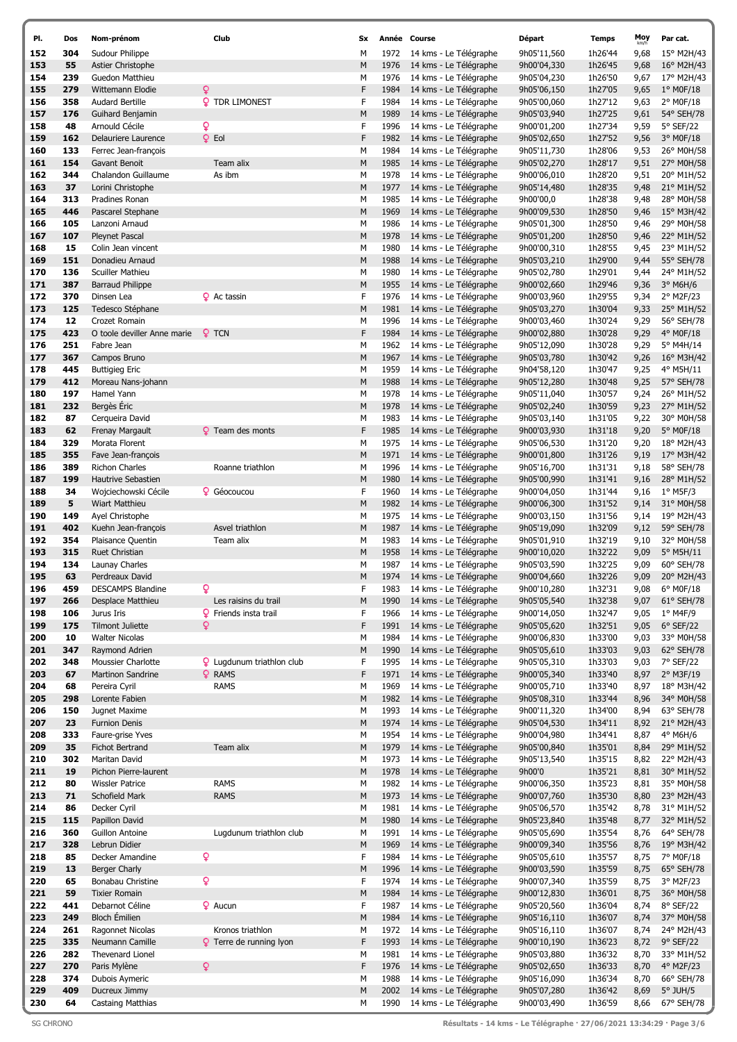| Pl. | Dos | Nom-prénom | Club | Sx | Année | Course | Départ | Temps | Moy km/h | Par cat. |
|---|---|---|---|---|---|---|---|---|---|---|
| 152 | 304 | Sudour Philippe | | M | 1972 | 14 kms - Le Télégraphe | 9h05'11,560 | 1h26'44 | 9,68 | 15° M2H/43 |
| 153 | 55 | Astier Christophe | | M | 1976 | 14 kms - Le Télégraphe | 9h00'04,330 | 1h26'45 | 9,68 | 16° M2H/43 |
| 154 | 239 | Guedon Matthieu | | M | 1976 | 14 kms - Le Télégraphe | 9h05'04,230 | 1h26'50 | 9,67 | 17° M2H/43 |
| 155 | 279 | Wittemann Elodie | ♀ | F | 1984 | 14 kms - Le Télégraphe | 9h05'06,150 | 1h27'05 | 9,65 | 1° M0F/18 |
| 156 | 358 | Audard Bertille | ♀ TDR LIMONEST | F | 1984 | 14 kms - Le Télégraphe | 9h05'00,060 | 1h27'12 | 9,63 | 2° M0F/18 |
| 157 | 176 | Guihard Benjamin | | M | 1989 | 14 kms - Le Télégraphe | 9h05'03,940 | 1h27'25 | 9,61 | 54° SEH/78 |
| 158 | 48 | Arnould Cécile | ♀ | F | 1996 | 14 kms - Le Télégraphe | 9h00'01,200 | 1h27'34 | 9,59 | 5° SEF/22 |
| 159 | 162 | Delauriere Laurence | ♀ Eol | F | 1982 | 14 kms - Le Télégraphe | 9h05'02,650 | 1h27'52 | 9,56 | 3° M0F/18 |
| 160 | 133 | Ferrec Jean-françois | | M | 1984 | 14 kms - Le Télégraphe | 9h05'11,730 | 1h28'06 | 9,53 | 26° M0H/58 |
| 161 | 154 | Gavant Benoit | Team alix | M | 1985 | 14 kms - Le Télégraphe | 9h05'02,270 | 1h28'17 | 9,51 | 27° M0H/58 |
| 162 | 344 | Chalandon Guillaume | As ibm | M | 1978 | 14 kms - Le Télégraphe | 9h00'06,010 | 1h28'20 | 9,51 | 20° M1H/52 |
| 163 | 37 | Lorini Christophe | | M | 1977 | 14 kms - Le Télégraphe | 9h05'14,480 | 1h28'35 | 9,48 | 21° M1H/52 |
| 164 | 313 | Pradines Ronan | | M | 1985 | 14 kms - Le Télégraphe | 9h00'00,0 | 1h28'38 | 9,48 | 28° M0H/58 |
| 165 | 446 | Pascarel Stephane | | M | 1969 | 14 kms - Le Télégraphe | 9h00'09,530 | 1h28'50 | 9,46 | 15° M3H/42 |
| 166 | 105 | Lanzoni Arnaud | | M | 1986 | 14 kms - Le Télégraphe | 9h05'01,300 | 1h28'50 | 9,46 | 29° M0H/58 |
| 167 | 107 | Pleynet Pascal | | M | 1978 | 14 kms - Le Télégraphe | 9h05'01,200 | 1h28'50 | 9,46 | 22° M1H/52 |
| 168 | 15 | Colin Jean vincent | | M | 1980 | 14 kms - Le Télégraphe | 9h00'00,310 | 1h28'55 | 9,45 | 23° M1H/52 |
| 169 | 151 | Donadieu Arnaud | | M | 1988 | 14 kms - Le Télégraphe | 9h05'03,210 | 1h29'00 | 9,44 | 55° SEH/78 |
| 170 | 136 | Sculler Mathieu | | M | 1980 | 14 kms - Le Télégraphe | 9h05'02,780 | 1h29'01 | 9,44 | 24° M1H/52 |
| 171 | 387 | Barraud Philippe | | M | 1955 | 14 kms - Le Télégraphe | 9h00'02,660 | 1h29'46 | 9,36 | 3° M6H/6 |
| 172 | 370 | Dinsen Lea | ♀ Ac tassin | F | 1976 | 14 kms - Le Télégraphe | 9h00'03,960 | 1h29'55 | 9,34 | 2° M2F/23 |
| 173 | 125 | Tedesco Stéphane | | M | 1981 | 14 kms - Le Télégraphe | 9h05'03,270 | 1h30'04 | 9,33 | 25° M1H/52 |
| 174 | 12 | Crozet Romain | | M | 1996 | 14 kms - Le Télégraphe | 9h00'03,460 | 1h30'24 | 9,29 | 56° SEH/78 |
| 175 | 423 | O toole deviller Anne marie | ♀ TCN | F | 1984 | 14 kms - Le Télégraphe | 9h00'02,880 | 1h30'28 | 9,29 | 4° M0F/18 |
| 176 | 251 | Fabre Jean | | M | 1962 | 14 kms - Le Télégraphe | 9h05'12,090 | 1h30'28 | 9,29 | 5° M4H/14 |
| 177 | 367 | Campos Bruno | | M | 1967 | 14 kms - Le Télégraphe | 9h05'03,780 | 1h30'42 | 9,26 | 16° M3H/42 |
| 178 | 445 | Buttigieg Eric | | M | 1959 | 14 kms - Le Télégraphe | 9h04'58,120 | 1h30'47 | 9,25 | 4° M5H/11 |
| 179 | 412 | Moreau Nans-johann | | M | 1988 | 14 kms - Le Télégraphe | 9h05'12,280 | 1h30'48 | 9,25 | 57° SEH/78 |
| 180 | 197 | Hamel Yann | | M | 1978 | 14 kms - Le Télégraphe | 9h05'11,040 | 1h30'57 | 9,24 | 26° M1H/52 |
| 181 | 232 | Bergès Éric | | M | 1978 | 14 kms - Le Télégraphe | 9h05'02,240 | 1h30'59 | 9,23 | 27° M1H/52 |
| 182 | 87 | Cerqueira David | | M | 1983 | 14 kms - Le Télégraphe | 9h05'03,140 | 1h31'05 | 9,22 | 30° M0H/58 |
| 183 | 62 | Frenay Margault | ♀ Team des monts | F | 1985 | 14 kms - Le Télégraphe | 9h00'03,930 | 1h31'18 | 9,20 | 5° M0F/18 |
| 184 | 329 | Morata Florent | | M | 1975 | 14 kms - Le Télégraphe | 9h05'06,530 | 1h31'20 | 9,20 | 18° M2H/43 |
| 185 | 355 | Fave Jean-françois | | M | 1971 | 14 kms - Le Télégraphe | 9h00'01,800 | 1h31'26 | 9,19 | 17° M3H/42 |
| 186 | 389 | Richon Charles | Roanne triathlon | M | 1996 | 14 kms - Le Télégraphe | 9h05'16,700 | 1h31'31 | 9,18 | 58° SEH/78 |
| 187 | 199 | Hautrive Sebastien | | M | 1980 | 14 kms - Le Télégraphe | 9h05'00,990 | 1h31'41 | 9,16 | 28° M1H/52 |
| 188 | 34 | Wojciechowski Cécile | ♀ Géocoucou | F | 1960 | 14 kms - Le Télégraphe | 9h00'04,050 | 1h31'44 | 9,16 | 1° M5F/3 |
| 189 | 5 | Wiart Matthieu | | M | 1982 | 14 kms - Le Télégraphe | 9h00'06,300 | 1h31'52 | 9,14 | 31° M0H/58 |
| 190 | 149 | Ayel Christophe | | M | 1975 | 14 kms - Le Télégraphe | 9h00'03,150 | 1h31'56 | 9,14 | 19° M2H/43 |
| 191 | 402 | Kuehn Jean-françois | Asvel triathlon | M | 1987 | 14 kms - Le Télégraphe | 9h05'19,090 | 1h32'09 | 9,12 | 59° SEH/78 |
| 192 | 354 | Plaisance Quentin | Team alix | M | 1983 | 14 kms - Le Télégraphe | 9h05'01,910 | 1h32'19 | 9,10 | 32° M0H/58 |
| 193 | 315 | Ruet Christian | | M | 1958 | 14 kms - Le Télégraphe | 9h00'10,020 | 1h32'22 | 9,09 | 5° M5H/11 |
| 194 | 134 | Launay Charles | | M | 1987 | 14 kms - Le Télégraphe | 9h05'03,590 | 1h32'25 | 9,09 | 60° SEH/78 |
| 195 | 63 | Perdreaux David | | M | 1974 | 14 kms - Le Télégraphe | 9h00'04,660 | 1h32'26 | 9,09 | 20° M2H/43 |
| 196 | 459 | DESCAMPS Blandine | ♀ | F | 1983 | 14 kms - Le Télégraphe | 9h00'10,280 | 1h32'31 | 9,08 | 6° M0F/18 |
| 197 | 266 | Desplace Matthieu | Les raisins du trail | M | 1990 | 14 kms - Le Télégraphe | 9h05'05,540 | 1h32'38 | 9,07 | 61° SEH/78 |
| 198 | 106 | Jurus Iris | ♀ Friends insta trail | F | 1966 | 14 kms - Le Télégraphe | 9h00'14,050 | 1h32'47 | 9,05 | 1° M4F/9 |
| 199 | 175 | Tilmont Juliette | ♀ | F | 1991 | 14 kms - Le Télégraphe | 9h05'05,620 | 1h32'51 | 9,05 | 6° SEF/22 |
| 200 | 10 | Walter Nicolas | | M | 1984 | 14 kms - Le Télégraphe | 9h00'06,830 | 1h33'00 | 9,03 | 33° M0H/58 |
| 201 | 347 | Raymond Adrien | | M | 1990 | 14 kms - Le Télégraphe | 9h05'05,610 | 1h33'03 | 9,03 | 62° SEH/78 |
| 202 | 348 | Moussier Charlotte | ♀ Lugdunum triathlon club | F | 1995 | 14 kms - Le Télégraphe | 9h05'05,310 | 1h33'03 | 9,03 | 7° SEF/22 |
| 203 | 67 | Martinon Sandrine | ♀ RAMS | F | 1971 | 14 kms - Le Télégraphe | 9h00'05,340 | 1h33'40 | 8,97 | 2° M3F/19 |
| 204 | 68 | Pereira Cyril | RAMS | M | 1969 | 14 kms - Le Télégraphe | 9h00'05,710 | 1h33'40 | 8,97 | 18° M3H/42 |
| 205 | 298 | Lorente Fabien | | M | 1982 | 14 kms - Le Télégraphe | 9h05'08,310 | 1h33'44 | 8,96 | 34° M0H/58 |
| 206 | 150 | Jugnet Maxime | | M | 1993 | 14 kms - Le Télégraphe | 9h00'11,320 | 1h34'00 | 8,94 | 63° SEH/78 |
| 207 | 23 | Furnion Denis | | M | 1974 | 14 kms - Le Télégraphe | 9h05'04,530 | 1h34'11 | 8,92 | 21° M2H/43 |
| 208 | 333 | Faure-grise Yves | | M | 1954 | 14 kms - Le Télégraphe | 9h00'04,980 | 1h34'41 | 8,87 | 4° M6H/6 |
| 209 | 35 | Fichot Bertrand | Team alix | M | 1979 | 14 kms - Le Télégraphe | 9h05'00,840 | 1h35'01 | 8,84 | 29° M1H/52 |
| 210 | 302 | Maritan David | | M | 1973 | 14 kms - Le Télégraphe | 9h05'13,540 | 1h35'15 | 8,82 | 22° M2H/43 |
| 211 | 19 | Pichon Pierre-laurent | | M | 1978 | 14 kms - Le Télégraphe | 9h00'0 | 1h35'21 | 8,81 | 30° M1H/52 |
| 212 | 80 | Wissler Patrice | RAMS | M | 1982 | 14 kms - Le Télégraphe | 9h00'06,350 | 1h35'23 | 8,81 | 35° M0H/58 |
| 213 | 71 | Schofield Mark | RAMS | M | 1973 | 14 kms - Le Télégraphe | 9h00'07,760 | 1h35'30 | 8,80 | 23° M2H/43 |
| 214 | 86 | Decker Cyril | | M | 1981 | 14 kms - Le Télégraphe | 9h05'06,570 | 1h35'42 | 8,78 | 31° M1H/52 |
| 215 | 115 | Papillon David | | M | 1980 | 14 kms - Le Télégraphe | 9h05'23,840 | 1h35'48 | 8,77 | 32° M1H/52 |
| 216 | 360 | Guillon Antoine | Lugdunum triathlon club | M | 1991 | 14 kms - Le Télégraphe | 9h05'05,690 | 1h35'54 | 8,76 | 64° SEH/78 |
| 217 | 328 | Lebrun Didier | | M | 1969 | 14 kms - Le Télégraphe | 9h00'09,340 | 1h35'56 | 8,76 | 19° M3H/42 |
| 218 | 85 | Decker Amandine | ♀ | F | 1984 | 14 kms - Le Télégraphe | 9h05'05,610 | 1h35'57 | 8,75 | 7° M0F/18 |
| 219 | 13 | Berger Charly | | M | 1996 | 14 kms - Le Télégraphe | 9h00'03,590 | 1h35'59 | 8,75 | 65° SEH/78 |
| 220 | 65 | Bonabau Christine | ♀ | F | 1974 | 14 kms - Le Télégraphe | 9h00'07,340 | 1h35'59 | 8,75 | 3° M2F/23 |
| 221 | 59 | Tixier Romain | | M | 1984 | 14 kms - Le Télégraphe | 9h00'12,830 | 1h36'01 | 8,75 | 36° M0H/58 |
| 222 | 441 | Debarnot Céline | ♀ Aucun | F | 1987 | 14 kms - Le Télégraphe | 9h05'20,560 | 1h36'04 | 8,74 | 8° SEF/22 |
| 223 | 249 | Bloch Émilien | | M | 1984 | 14 kms - Le Télégraphe | 9h05'16,110 | 1h36'07 | 8,74 | 37° M0H/58 |
| 224 | 261 | Ragonnet Nicolas | Kronos triathlon | M | 1972 | 14 kms - Le Télégraphe | 9h05'16,110 | 1h36'07 | 8,74 | 24° M2H/43 |
| 225 | 335 | Neumann Camille | ♀ Terre de running lyon | F | 1993 | 14 kms - Le Télégraphe | 9h00'10,190 | 1h36'23 | 8,72 | 9° SEF/22 |
| 226 | 282 | Thevenard Lionel | | M | 1981 | 14 kms - Le Télégraphe | 9h05'03,880 | 1h36'32 | 8,70 | 33° M1H/52 |
| 227 | 270 | Paris Mylène | ♀ | F | 1976 | 14 kms - Le Télégraphe | 9h05'02,650 | 1h36'33 | 8,70 | 4° M2F/23 |
| 228 | 374 | Dubois Aymeric | | M | 1988 | 14 kms - Le Télégraphe | 9h05'16,090 | 1h36'34 | 8,70 | 66° SEH/78 |
| 229 | 409 | Ducreux Jimmy | | M | 2002 | 14 kms - Le Télégraphe | 9h05'07,280 | 1h36'42 | 8,69 | 5° JUH/5 |
| 230 | 64 | Castaing Matthias | | M | 1990 | 14 kms - Le Télégraphe | 9h00'03,490 | 1h36'59 | 8,66 | 67° SEH/78 |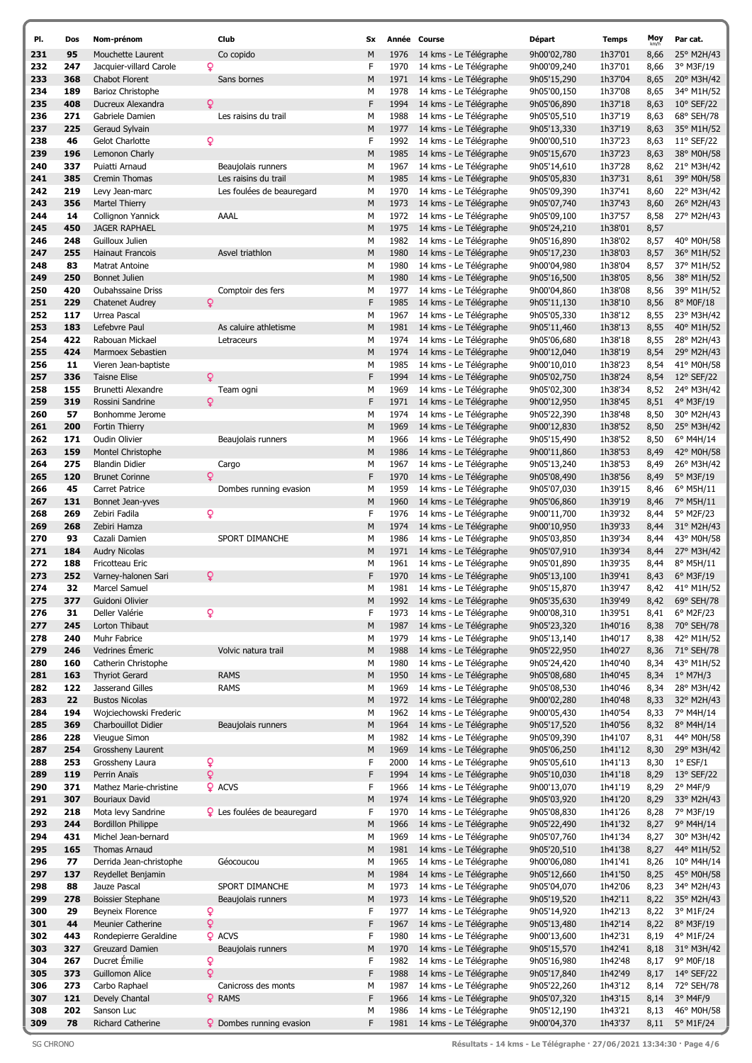| Pl. | Dos | Nom-prénom | | Club | Sx | Année | Course | Départ | Temps | Moy km/h | Par cat. |
|---|---|---|---|---|---|---|---|---|---|---|---|
| 231 | 95 | Mouchette Laurent | | Co copido | M | 1976 | 14 kms - Le Télégraphe | 9h00'02,780 | 1h37'01 | 8,66 | 25° M2H/43 |
| 232 | 247 | Jacquier-villard Carole | ♀ | | F | 1970 | 14 kms - Le Télégraphe | 9h00'09,240 | 1h37'01 | 8,66 | 3° M3F/19 |
| 233 | 368 | Chabot Florent | | Sans bornes | M | 1971 | 14 kms - Le Télégraphe | 9h05'15,290 | 1h37'04 | 8,65 | 20° M3H/42 |
| 234 | 189 | Barioz Christophe | | | M | 1978 | 14 kms - Le Télégraphe | 9h05'00,150 | 1h37'08 | 8,65 | 34° M1H/52 |
| 235 | 408 | Ducreux Alexandra | ♀ | | F | 1994 | 14 kms - Le Télégraphe | 9h05'06,890 | 1h37'18 | 8,63 | 10° SEF/22 |
| 236 | 271 | Gabriele Damien | | Les raisins du trail | M | 1988 | 14 kms - Le Télégraphe | 9h05'05,510 | 1h37'19 | 8,63 | 68° SEH/78 |
| 237 | 225 | Geraud Sylvain | | | M | 1977 | 14 kms - Le Télégraphe | 9h05'13,330 | 1h37'19 | 8,63 | 35° M1H/52 |
| 238 | 46 | Gelot Charlotte | ♀ | | F | 1992 | 14 kms - Le Télégraphe | 9h00'00,510 | 1h37'23 | 8,63 | 11° SEF/22 |
| 239 | 196 | Lemonon Charly | | | M | 1985 | 14 kms - Le Télégraphe | 9h05'15,670 | 1h37'23 | 8,63 | 38° M0H/58 |
| 240 | 337 | Puiatti Arnaud | | Beaujolais runners | M | 1967 | 14 kms - Le Télégraphe | 9h05'14,610 | 1h37'28 | 8,62 | 21° M3H/42 |
| 241 | 385 | Cremin Thomas | | Les raisins du trail | M | 1985 | 14 kms - Le Télégraphe | 9h05'05,830 | 1h37'31 | 8,61 | 39° M0H/58 |
| 242 | 219 | Levy Jean-marc | | Les foulées de beauregard | M | 1970 | 14 kms - Le Télégraphe | 9h05'09,390 | 1h37'41 | 8,60 | 22° M3H/42 |
| 243 | 356 | Martel Thierry | | | M | 1973 | 14 kms - Le Télégraphe | 9h05'07,740 | 1h37'43 | 8,60 | 26° M2H/43 |
| 244 | 14 | Collignon Yannick | | AAAL | M | 1972 | 14 kms - Le Télégraphe | 9h05'09,100 | 1h37'57 | 8,58 | 27° M2H/43 |
| 245 | 450 | JAGER RAPHAEL | | | M | 1975 | 14 kms - Le Télégraphe | 9h05'24,210 | 1h38'01 | 8,57 | |
| 246 | 248 | Guilloux Julien | | | M | 1982 | 14 kms - Le Télégraphe | 9h05'16,890 | 1h38'02 | 8,57 | 40° M0H/58 |
| 247 | 255 | Hainaut Francois | | Asvel triathlon | M | 1980 | 14 kms - Le Télégraphe | 9h05'17,230 | 1h38'03 | 8,57 | 36° M1H/52 |
| 248 | 83 | Matrat Antoine | | | M | 1980 | 14 kms - Le Télégraphe | 9h00'04,980 | 1h38'04 | 8,57 | 37° M1H/52 |
| 249 | 250 | Bonnet Julien | | | M | 1980 | 14 kms - Le Télégraphe | 9h05'16,500 | 1h38'05 | 8,56 | 38° M1H/52 |
| 250 | 420 | Oubahssaine Driss | | Comptoir des fers | M | 1977 | 14 kms - Le Télégraphe | 9h00'04,860 | 1h38'08 | 8,56 | 39° M1H/52 |
| 251 | 229 | Chatenet Audrey | ♀ | | F | 1985 | 14 kms - Le Télégraphe | 9h05'11,130 | 1h38'10 | 8,56 | 8° M0F/18 |
| 252 | 117 | Urrea Pascal | | | M | 1967 | 14 kms - Le Télégraphe | 9h05'05,330 | 1h38'12 | 8,55 | 23° M3H/42 |
| 253 | 183 | Lefebvre Paul | | As caluire athletisme | M | 1981 | 14 kms - Le Télégraphe | 9h05'11,460 | 1h38'13 | 8,55 | 40° M1H/52 |
| 254 | 422 | Rabouan Mickael | | Letraceurs | M | 1974 | 14 kms - Le Télégraphe | 9h05'06,680 | 1h38'18 | 8,55 | 28° M2H/43 |
| 255 | 424 | Marmoex Sebastien | | | M | 1974 | 14 kms - Le Télégraphe | 9h00'12,040 | 1h38'19 | 8,54 | 29° M2H/43 |
| 256 | 11 | Vieren Jean-baptiste | | | M | 1985 | 14 kms - Le Télégraphe | 9h00'10,010 | 1h38'23 | 8,54 | 41° M0H/58 |
| 257 | 336 | Taisne Elise | ♀ | | F | 1994 | 14 kms - Le Télégraphe | 9h05'02,750 | 1h38'24 | 8,54 | 12° SEF/22 |
| 258 | 155 | Brunetti Alexandre | | Team ogni | M | 1969 | 14 kms - Le Télégraphe | 9h05'02,300 | 1h38'34 | 8,52 | 24° M3H/42 |
| 259 | 319 | Rossini Sandrine | ♀ | | F | 1971 | 14 kms - Le Télégraphe | 9h00'12,950 | 1h38'45 | 8,51 | 4° M3F/19 |
| 260 | 57 | Bonhomme Jerome | | | M | 1974 | 14 kms - Le Télégraphe | 9h05'22,390 | 1h38'48 | 8,50 | 30° M2H/43 |
| 261 | 200 | Fortin Thierry | | | M | 1969 | 14 kms - Le Télégraphe | 9h00'12,830 | 1h38'52 | 8,50 | 25° M3H/42 |
| 262 | 171 | Oudin Olivier | | Beaujolais runners | M | 1966 | 14 kms - Le Télégraphe | 9h05'15,490 | 1h38'52 | 8,50 | 6° M4H/14 |
| 263 | 159 | Montel Christophe | | | M | 1986 | 14 kms - Le Télégraphe | 9h00'11,860 | 1h38'53 | 8,49 | 42° M0H/58 |
| 264 | 275 | Blandin Didier | | Cargo | M | 1967 | 14 kms - Le Télégraphe | 9h05'13,240 | 1h38'53 | 8,49 | 26° M3H/42 |
| 265 | 120 | Brunet Corinne | ♀ | | F | 1970 | 14 kms - Le Télégraphe | 9h05'08,490 | 1h38'56 | 8,49 | 5° M3F/19 |
| 266 | 45 | Carret Patrice | | Dombes running evasion | M | 1959 | 14 kms - Le Télégraphe | 9h05'07,030 | 1h39'15 | 8,46 | 6° M5H/11 |
| 267 | 131 | Bonnet Jean-yves | | | M | 1960 | 14 kms - Le Télégraphe | 9h05'06,860 | 1h39'19 | 8,46 | 7° M5H/11 |
| 268 | 269 | Zebiri Fadila | ♀ | | F | 1976 | 14 kms - Le Télégraphe | 9h00'11,700 | 1h39'32 | 8,44 | 5° M2F/23 |
| 269 | 268 | Zebiri Hamza | | | M | 1974 | 14 kms - Le Télégraphe | 9h00'10,950 | 1h39'33 | 8,44 | 31° M2H/43 |
| 270 | 93 | Cazali Damien | | SPORT DIMANCHE | M | 1986 | 14 kms - Le Télégraphe | 9h05'03,850 | 1h39'34 | 8,44 | 43° M0H/58 |
| 271 | 184 | Audry Nicolas | | | M | 1971 | 14 kms - Le Télégraphe | 9h05'07,910 | 1h39'34 | 8,44 | 27° M3H/42 |
| 272 | 188 | Fricotteau Eric | | | M | 1961 | 14 kms - Le Télégraphe | 9h05'01,890 | 1h39'35 | 8,44 | 8° M5H/11 |
| 273 | 252 | Varney-halonen Sari | ♀ | | F | 1970 | 14 kms - Le Télégraphe | 9h05'13,100 | 1h39'41 | 8,43 | 6° M3F/19 |
| 274 | 32 | Marcel Samuel | | | M | 1981 | 14 kms - Le Télégraphe | 9h05'15,870 | 1h39'47 | 8,42 | 41° M1H/52 |
| 275 | 377 | Guidoni Olivier | | | M | 1992 | 14 kms - Le Télégraphe | 9h05'35,630 | 1h39'49 | 8,42 | 69° SEH/78 |
| 276 | 31 | Deller Valérie | ♀ | | F | 1973 | 14 kms - Le Télégraphe | 9h00'08,310 | 1h39'51 | 8,41 | 6° M2F/23 |
| 277 | 245 | Lorton Thibaut | | | M | 1987 | 14 kms - Le Télégraphe | 9h05'23,320 | 1h40'16 | 8,38 | 70° SEH/78 |
| 278 | 240 | Muhr Fabrice | | | M | 1979 | 14 kms - Le Télégraphe | 9h05'13,140 | 1h40'17 | 8,38 | 42° M1H/52 |
| 279 | 246 | Vedrines Émeric | | Volvic natura trail | M | 1988 | 14 kms - Le Télégraphe | 9h05'22,950 | 1h40'27 | 8,36 | 71° SEH/78 |
| 280 | 160 | Catherin Christophe | | | M | 1980 | 14 kms - Le Télégraphe | 9h05'24,420 | 1h40'40 | 8,34 | 43° M1H/52 |
| 281 | 163 | Thyriot Gerard | | RAMS | M | 1950 | 14 kms - Le Télégraphe | 9h05'08,680 | 1h40'45 | 8,34 | 1° M7H/3 |
| 282 | 122 | Jasserand Gilles | | RAMS | M | 1969 | 14 kms - Le Télégraphe | 9h05'08,530 | 1h40'46 | 8,34 | 28° M3H/42 |
| 283 | 22 | Bustos Nicolas | | | M | 1972 | 14 kms - Le Télégraphe | 9h00'02,280 | 1h40'48 | 8,33 | 32° M2H/43 |
| 284 | 194 | Wojciechowski Frederic | | | M | 1962 | 14 kms - Le Télégraphe | 9h00'05,430 | 1h40'54 | 8,33 | 7° M4H/14 |
| 285 | 369 | Charbouillot Didier | | Beaujolais runners | M | 1964 | 14 kms - Le Télégraphe | 9h05'17,520 | 1h40'56 | 8,32 | 8° M4H/14 |
| 286 | 228 | Vieugue Simon | | | M | 1982 | 14 kms - Le Télégraphe | 9h05'09,390 | 1h41'07 | 8,31 | 44° M0H/58 |
| 287 | 254 | Grossheny Laurent | | | M | 1969 | 14 kms - Le Télégraphe | 9h05'06,250 | 1h41'12 | 8,30 | 29° M3H/42 |
| 288 | 253 | Grossheny Laura | ♀ | | F | 2000 | 14 kms - Le Télégraphe | 9h05'05,610 | 1h41'13 | 8,30 | 1° ESF/1 |
| 289 | 119 | Perrin Anaïs | ♀ | | F | 1994 | 14 kms - Le Télégraphe | 9h05'10,030 | 1h41'18 | 8,29 | 13° SEF/22 |
| 290 | 371 | Mathez Marie-christine | ♀ | ACVS | F | 1966 | 14 kms - Le Télégraphe | 9h00'13,070 | 1h41'19 | 8,29 | 2° M4F/9 |
| 291 | 307 | Bouriaux David | | | M | 1974 | 14 kms - Le Télégraphe | 9h05'03,920 | 1h41'20 | 8,29 | 33° M2H/43 |
| 292 | 218 | Mota levy Sandrine | ♀ | Les foulées de beauregard | F | 1970 | 14 kms - Le Télégraphe | 9h05'08,830 | 1h41'26 | 8,28 | 7° M3F/19 |
| 293 | 244 | Bordillon Philippe | | | M | 1966 | 14 kms - Le Télégraphe | 9h05'22,490 | 1h41'32 | 8,27 | 9° M4H/14 |
| 294 | 431 | Michel Jean-bernard | | | M | 1969 | 14 kms - Le Télégraphe | 9h05'07,760 | 1h41'34 | 8,27 | 30° M3H/42 |
| 295 | 165 | Thomas Arnaud | | | M | 1981 | 14 kms - Le Télégraphe | 9h05'20,510 | 1h41'38 | 8,27 | 44° M1H/52 |
| 296 | 77 | Derrida Jean-christophe | | Géocoucou | M | 1965 | 14 kms - Le Télégraphe | 9h00'06,080 | 1h41'41 | 8,26 | 10° M4H/14 |
| 297 | 137 | Reydellet Benjamin | | | M | 1984 | 14 kms - Le Télégraphe | 9h05'12,660 | 1h41'50 | 8,25 | 45° M0H/58 |
| 298 | 88 | Jauze Pascal | | SPORT DIMANCHE | M | 1973 | 14 kms - Le Télégraphe | 9h05'04,070 | 1h42'06 | 8,23 | 34° M2H/43 |
| 299 | 278 | Boissier Stephane | | Beaujolais runners | M | 1973 | 14 kms - Le Télégraphe | 9h05'19,520 | 1h42'11 | 8,22 | 35° M2H/43 |
| 300 | 29 | Beyneix Florence | ♀ | | F | 1977 | 14 kms - Le Télégraphe | 9h05'14,920 | 1h42'13 | 8,22 | 3° M1F/24 |
| 301 | 44 | Meunier Catherine | ♀ | | F | 1967 | 14 kms - Le Télégraphe | 9h05'13,480 | 1h42'14 | 8,22 | 8° M3F/19 |
| 302 | 443 | Rondepierre Geraldine | ♀ | ACVS | F | 1980 | 14 kms - Le Télégraphe | 9h00'13,600 | 1h42'31 | 8,19 | 4° M1F/24 |
| 303 | 327 | Greuzard Damien | | Beaujolais runners | M | 1970 | 14 kms - Le Télégraphe | 9h05'15,570 | 1h42'41 | 8,18 | 31° M3H/42 |
| 304 | 267 | Ducret Émilie | ♀ | | F | 1982 | 14 kms - Le Télégraphe | 9h05'16,980 | 1h42'48 | 8,17 | 9° M0F/18 |
| 305 | 373 | Guillomon Alice | ♀ | | F | 1988 | 14 kms - Le Télégraphe | 9h05'17,840 | 1h42'49 | 8,17 | 14° SEF/22 |
| 306 | 273 | Carbo Raphael | | Canicross des monts | M | 1987 | 14 kms - Le Télégraphe | 9h05'22,260 | 1h43'12 | 8,14 | 72° SEH/78 |
| 307 | 121 | Devely Chantal | ♀ | RAMS | F | 1966 | 14 kms - Le Télégraphe | 9h05'07,320 | 1h43'15 | 8,14 | 3° M4F/9 |
| 308 | 202 | Sanson Luc | | | M | 1986 | 14 kms - Le Télégraphe | 9h05'12,190 | 1h43'21 | 8,13 | 46° M0H/58 |
| 309 | 78 | Richard Catherine | ♀ | Dombes running evasion | F | 1981 | 14 kms - Le Télégraphe | 9h00'04,370 | 1h43'37 | 8,11 | 5° M1F/24 |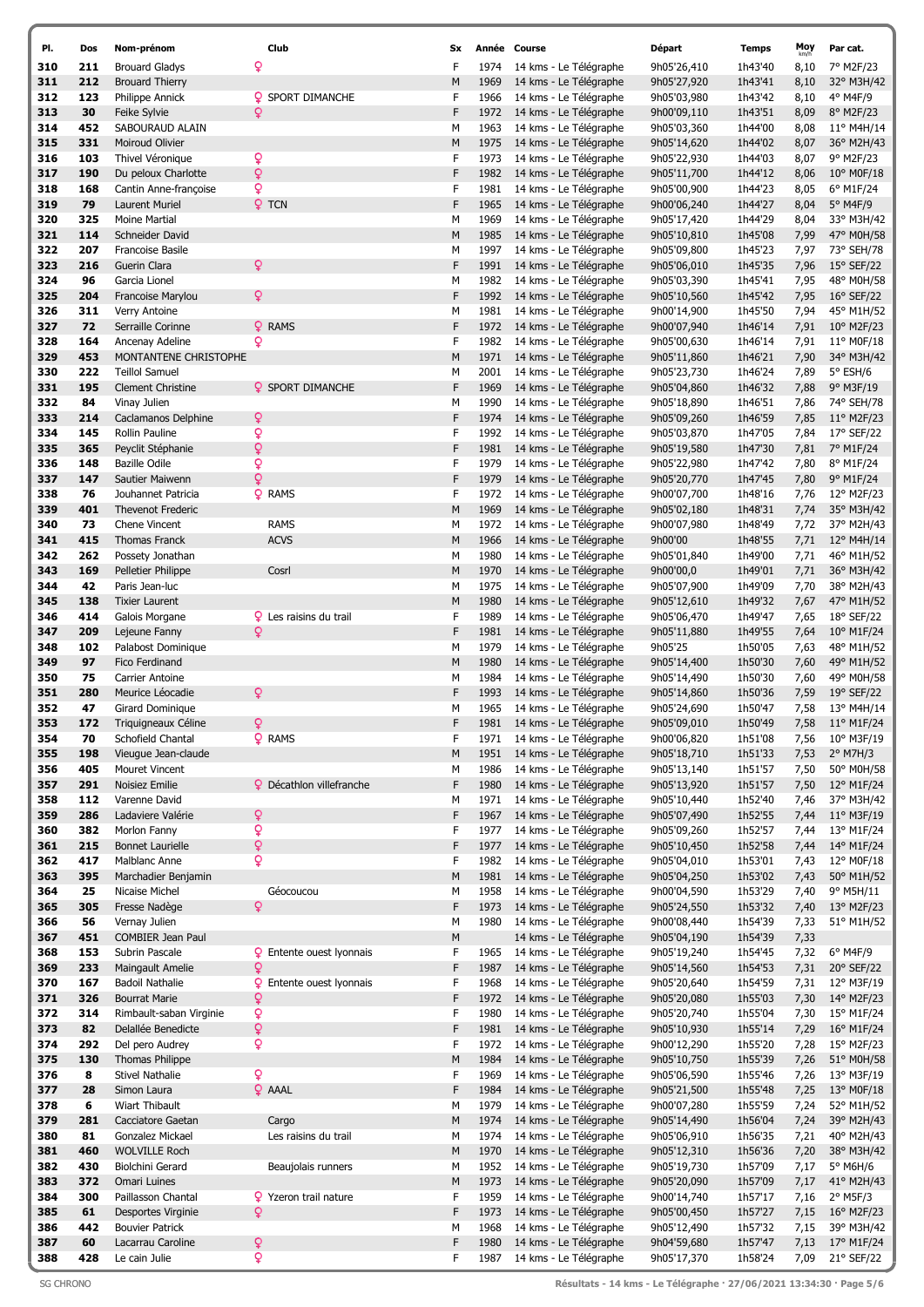| Pl. | Dos | Nom-prénom | Club | Sx | Année | Course | Départ | Temps | Moy km/h | Par cat. |
|---|---|---|---|---|---|---|---|---|---|---|
| 310 | 211 | Brouard Gladys | ♀ | F | 1974 | 14 kms - Le Télégraphe | 9h05'26,410 | 1h43'40 | 8,10 | 7° M2F/23 |
| 311 | 212 | Brouard Thierry | | M | 1969 | 14 kms - Le Télégraphe | 9h05'27,920 | 1h43'41 | 8,10 | 32° M3H/42 |
| 312 | 123 | Philippe Annick | ♀ SPORT DIMANCHE | F | 1966 | 14 kms - Le Télégraphe | 9h05'03,980 | 1h43'42 | 8,10 | 4° M4F/9 |
| 313 | 30 | Feike Sylvie | ♀ | F | 1972 | 14 kms - Le Télégraphe | 9h00'09,110 | 1h43'51 | 8,09 | 8° M2F/23 |
| 314 | 452 | SABOURAUD ALAIN | | M | 1963 | 14 kms - Le Télégraphe | 9h05'03,360 | 1h44'00 | 8,08 | 11° M4H/14 |
| 315 | 331 | Moiroud Olivier | | M | 1975 | 14 kms - Le Télégraphe | 9h05'14,620 | 1h44'02 | 8,07 | 36° M2H/43 |
| 316 | 103 | Thivel Véronique | ♀ | F | 1973 | 14 kms - Le Télégraphe | 9h05'22,930 | 1h44'03 | 8,07 | 9° M2F/23 |
| 317 | 190 | Du peloux Charlotte | ♀ | F | 1982 | 14 kms - Le Télégraphe | 9h05'11,700 | 1h44'12 | 8,06 | 10° M0F/18 |
| 318 | 168 | Cantin Anne-françoise | ♀ | F | 1981 | 14 kms - Le Télégraphe | 9h05'00,900 | 1h44'23 | 8,05 | 6° M1F/24 |
| 319 | 79 | Laurent Muriel | ♀ TCN | F | 1965 | 14 kms - Le Télégraphe | 9h00'06,240 | 1h44'27 | 8,04 | 5° M4F/9 |
| 320 | 325 | Moine Martial | | M | 1969 | 14 kms - Le Télégraphe | 9h05'17,420 | 1h44'29 | 8,04 | 33° M3H/42 |
| 321 | 114 | Schneider David | | M | 1985 | 14 kms - Le Télégraphe | 9h05'10,810 | 1h45'08 | 7,99 | 47° M0H/58 |
| 322 | 207 | Francoise Basile | | M | 1997 | 14 kms - Le Télégraphe | 9h05'09,800 | 1h45'23 | 7,97 | 73° SEH/78 |
| 323 | 216 | Guerin Clara | ♀ | F | 1991 | 14 kms - Le Télégraphe | 9h05'06,010 | 1h45'35 | 7,96 | 15° SEF/22 |
| 324 | 96 | Garcia Lionel | | M | 1982 | 14 kms - Le Télégraphe | 9h05'03,390 | 1h45'41 | 7,95 | 48° M0H/58 |
| 325 | 204 | Francoise Marylou | ♀ | F | 1992 | 14 kms - Le Télégraphe | 9h05'10,560 | 1h45'42 | 7,95 | 16° SEF/22 |
| 326 | 311 | Verry Antoine | | M | 1981 | 14 kms - Le Télégraphe | 9h00'14,900 | 1h45'50 | 7,94 | 45° M1H/52 |
| 327 | 72 | Serraille Corinne | ♀ RAMS | F | 1972 | 14 kms - Le Télégraphe | 9h00'07,940 | 1h46'14 | 7,91 | 10° M2F/23 |
| 328 | 164 | Ancenay Adeline | ♀ | F | 1982 | 14 kms - Le Télégraphe | 9h05'00,630 | 1h46'14 | 7,91 | 11° M0F/18 |
| 329 | 453 | MONTANTENE CHRISTOPHE | | M | 1971 | 14 kms - Le Télégraphe | 9h05'11,860 | 1h46'21 | 7,90 | 34° M3H/42 |
| 330 | 222 | Teillol Samuel | | M | 2001 | 14 kms - Le Télégraphe | 9h05'23,730 | 1h46'24 | 7,89 | 5° ESH/6 |
| 331 | 195 | Clement Christine | ♀ SPORT DIMANCHE | F | 1969 | 14 kms - Le Télégraphe | 9h05'04,860 | 1h46'32 | 7,88 | 9° M3F/19 |
| 332 | 84 | Vinay Julien | | M | 1990 | 14 kms - Le Télégraphe | 9h05'18,890 | 1h46'51 | 7,86 | 74° SEH/78 |
| 333 | 214 | Caclamanos Delphine | ♀ | F | 1974 | 14 kms - Le Télégraphe | 9h05'09,260 | 1h46'59 | 7,85 | 11° M2F/23 |
| 334 | 145 | Rollin Pauline | ♀ | F | 1992 | 14 kms - Le Télégraphe | 9h05'03,870 | 1h47'05 | 7,84 | 17° SEF/22 |
| 335 | 365 | Peyclit Stéphanie | ♀ | F | 1981 | 14 kms - Le Télégraphe | 9h05'19,580 | 1h47'30 | 7,81 | 7° M1F/24 |
| 336 | 148 | Bazille Odile | ♀ | F | 1979 | 14 kms - Le Télégraphe | 9h05'22,980 | 1h47'42 | 7,80 | 8° M1F/24 |
| 337 | 147 | Sautier Maiwenn | ♀ | F | 1979 | 14 kms - Le Télégraphe | 9h05'20,770 | 1h47'45 | 7,80 | 9° M1F/24 |
| 338 | 76 | Jouhannet Patricia | ♀ RAMS | F | 1972 | 14 kms - Le Télégraphe | 9h00'07,700 | 1h48'16 | 7,76 | 12° M2F/23 |
| 339 | 401 | Thevenot Frederic | | M | 1969 | 14 kms - Le Télégraphe | 9h05'02,180 | 1h48'31 | 7,74 | 35° M3H/42 |
| 340 | 73 | Chene Vincent | RAMS | M | 1972 | 14 kms - Le Télégraphe | 9h00'07,980 | 1h48'49 | 7,72 | 37° M2H/43 |
| 341 | 415 | Thomas Franck | ACVS | M | 1966 | 14 kms - Le Télégraphe | 9h00'00 | 1h48'55 | 7,71 | 12° M4H/14 |
| 342 | 262 | Possety Jonathan | | M | 1980 | 14 kms - Le Télégraphe | 9h05'01,840 | 1h49'00 | 7,71 | 46° M1H/52 |
| 343 | 169 | Pelletier Philippe | Cosrl | M | 1970 | 14 kms - Le Télégraphe | 9h00'00,0 | 1h49'01 | 7,71 | 36° M3H/42 |
| 344 | 42 | Paris Jean-luc | | M | 1975 | 14 kms - Le Télégraphe | 9h05'07,900 | 1h49'09 | 7,70 | 38° M2H/43 |
| 345 | 138 | Tixier Laurent | | M | 1980 | 14 kms - Le Télégraphe | 9h05'12,610 | 1h49'32 | 7,67 | 47° M1H/52 |
| 346 | 414 | Galois Morgane | ♀ Les raisins du trail | F | 1989 | 14 kms - Le Télégraphe | 9h05'06,470 | 1h49'47 | 7,65 | 18° SEF/22 |
| 347 | 209 | Lejeune Fanny | ♀ | F | 1981 | 14 kms - Le Télégraphe | 9h05'11,880 | 1h49'55 | 7,64 | 10° M1F/24 |
| 348 | 102 | Palabost Dominique | | M | 1979 | 14 kms - Le Télégraphe | 9h05'25 | 1h50'05 | 7,63 | 48° M1H/52 |
| 349 | 97 | Fico Ferdinand | | M | 1980 | 14 kms - Le Télégraphe | 9h05'14,400 | 1h50'30 | 7,60 | 49° M1H/52 |
| 350 | 75 | Carrier Antoine | | M | 1984 | 14 kms - Le Télégraphe | 9h05'14,490 | 1h50'30 | 7,60 | 49° M0H/58 |
| 351 | 280 | Meurice Léocadie | ♀ | F | 1993 | 14 kms - Le Télégraphe | 9h05'14,860 | 1h50'36 | 7,59 | 19° SEF/22 |
| 352 | 47 | Girard Dominique | | M | 1965 | 14 kms - Le Télégraphe | 9h05'24,690 | 1h50'47 | 7,58 | 13° M4H/14 |
| 353 | 172 | Triquigneaux Céline | ♀ | F | 1981 | 14 kms - Le Télégraphe | 9h05'09,010 | 1h50'49 | 7,58 | 11° M1F/24 |
| 354 | 70 | Schofield Chantal | ♀ RAMS | F | 1971 | 14 kms - Le Télégraphe | 9h00'06,820 | 1h51'08 | 7,56 | 10° M3F/19 |
| 355 | 198 | Vieugue Jean-claude | | M | 1951 | 14 kms - Le Télégraphe | 9h05'18,710 | 1h51'33 | 7,53 | 2° M7H/3 |
| 356 | 405 | Mouret Vincent | | M | 1986 | 14 kms - Le Télégraphe | 9h05'13,140 | 1h51'57 | 7,50 | 50° M0H/58 |
| 357 | 291 | Noisiez Emilie | ♀ Décathlon villefranche | F | 1980 | 14 kms - Le Télégraphe | 9h05'13,920 | 1h51'57 | 7,50 | 12° M1F/24 |
| 358 | 112 | Varenne David | | M | 1971 | 14 kms - Le Télégraphe | 9h05'10,440 | 1h52'40 | 7,46 | 37° M3H/42 |
| 359 | 286 | Ladaviere Valérie | ♀ | F | 1967 | 14 kms - Le Télégraphe | 9h05'07,490 | 1h52'55 | 7,44 | 11° M3F/19 |
| 360 | 382 | Morlon Fanny | ♀ | F | 1977 | 14 kms - Le Télégraphe | 9h05'09,260 | 1h52'57 | 7,44 | 13° M1F/24 |
| 361 | 215 | Bonnet Laurielle | ♀ | F | 1977 | 14 kms - Le Télégraphe | 9h05'10,450 | 1h52'58 | 7,44 | 14° M1F/24 |
| 362 | 417 | Malblanc Anne | ♀ | F | 1982 | 14 kms - Le Télégraphe | 9h05'04,010 | 1h53'01 | 7,43 | 12° M0F/18 |
| 363 | 395 | Marchadier Benjamin | | M | 1981 | 14 kms - Le Télégraphe | 9h05'04,250 | 1h53'02 | 7,43 | 50° M1H/52 |
| 364 | 25 | Nicaise Michel | Géocoucou | M | 1958 | 14 kms - Le Télégraphe | 9h00'04,590 | 1h53'29 | 7,40 | 9° M5H/11 |
| 365 | 305 | Fresse Nadège | ♀ | F | 1973 | 14 kms - Le Télégraphe | 9h05'24,550 | 1h53'32 | 7,40 | 13° M2F/23 |
| 366 | 56 | Vernay Julien | | M | 1980 | 14 kms - Le Télégraphe | 9h00'08,440 | 1h54'39 | 7,33 | 51° M1H/52 |
| 367 | 451 | COMBIER Jean Paul | | M | | 14 kms - Le Télégraphe | 9h05'04,190 | 1h54'39 | 7,33 | |
| 368 | 153 | Subrin Pascale | ♀ Entente ouest lyonnais | F | 1965 | 14 kms - Le Télégraphe | 9h05'19,240 | 1h54'45 | 7,32 | 6° M4F/9 |
| 369 | 233 | Maingault Amelie | ♀ | F | 1987 | 14 kms - Le Télégraphe | 9h05'14,560 | 1h54'53 | 7,31 | 20° SEF/22 |
| 370 | 167 | Badoil Nathalie | ♀ Entente ouest lyonnais | F | 1968 | 14 kms - Le Télégraphe | 9h05'20,640 | 1h54'59 | 7,31 | 12° M3F/19 |
| 371 | 326 | Bourrat Marie | ♀ | F | 1972 | 14 kms - Le Télégraphe | 9h05'20,080 | 1h55'03 | 7,30 | 14° M2F/23 |
| 372 | 314 | Rimbault-saban Virginie | ♀ | F | 1980 | 14 kms - Le Télégraphe | 9h05'20,740 | 1h55'04 | 7,30 | 15° M1F/24 |
| 373 | 82 | Delallée Benedicte | ♀ | F | 1981 | 14 kms - Le Télégraphe | 9h05'10,930 | 1h55'14 | 7,29 | 16° M1F/24 |
| 374 | 292 | Del pero Audrey | ♀ | F | 1972 | 14 kms - Le Télégraphe | 9h00'12,290 | 1h55'20 | 7,28 | 15° M2F/23 |
| 375 | 130 | Thomas Philippe | | M | 1984 | 14 kms - Le Télégraphe | 9h05'10,750 | 1h55'39 | 7,26 | 51° M0H/58 |
| 376 | 8 | Stivel Nathalie | ♀ | F | 1969 | 14 kms - Le Télégraphe | 9h05'06,590 | 1h55'46 | 7,26 | 13° M3F/19 |
| 377 | 28 | Simon Laura | ♀ AAAL | F | 1984 | 14 kms - Le Télégraphe | 9h05'21,500 | 1h55'48 | 7,25 | 13° M0F/18 |
| 378 | 6 | Wiart Thibault | | M | 1979 | 14 kms - Le Télégraphe | 9h00'07,280 | 1h55'59 | 7,24 | 52° M1H/52 |
| 379 | 281 | Cacciatore Gaetan | Cargo | M | 1974 | 14 kms - Le Télégraphe | 9h05'14,490 | 1h56'04 | 7,24 | 39° M2H/43 |
| 380 | 81 | Gonzalez Mickael | Les raisins du trail | M | 1974 | 14 kms - Le Télégraphe | 9h05'06,910 | 1h56'35 | 7,21 | 40° M2H/43 |
| 381 | 460 | WOLVILLE Roch | | M | 1970 | 14 kms - Le Télégraphe | 9h05'12,310 | 1h56'36 | 7,20 | 38° M3H/42 |
| 382 | 430 | Biolchini Gerard | Beaujolais runners | M | 1952 | 14 kms - Le Télégraphe | 9h05'19,730 | 1h57'09 | 7,17 | 5° M6H/6 |
| 383 | 372 | Omari Luines | | M | 1973 | 14 kms - Le Télégraphe | 9h05'20,090 | 1h57'09 | 7,17 | 41° M2H/43 |
| 384 | 300 | Paillasson Chantal | ♀ Yzeron trail nature | F | 1959 | 14 kms - Le Télégraphe | 9h00'14,740 | 1h57'17 | 7,16 | 2° M5F/3 |
| 385 | 61 | Desportes Virginie | ♀ | F | 1973 | 14 kms - Le Télégraphe | 9h05'00,450 | 1h57'27 | 7,15 | 16° M2F/23 |
| 386 | 442 | Bouvier Patrick | | M | 1968 | 14 kms - Le Télégraphe | 9h05'12,490 | 1h57'32 | 7,15 | 39° M3H/42 |
| 387 | 60 | Lacarrau Caroline | ♀ | F | 1980 | 14 kms - Le Télégraphe | 9h04'59,680 | 1h57'47 | 7,13 | 17° M1F/24 |
| 388 | 428 | Le cain Julie | ♀ | F | 1987 | 14 kms - Le Télégraphe | 9h05'17,370 | 1h58'24 | 7,09 | 21° SEF/22 |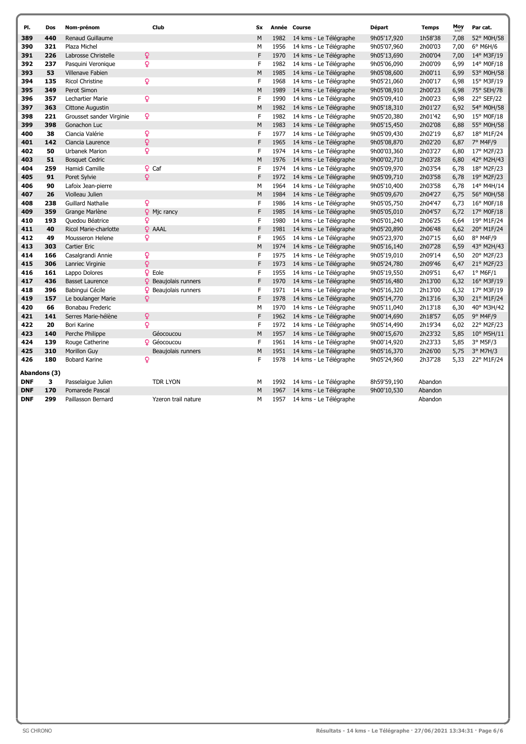| Pl. | Dos | Nom-prénom | Club | Sx | Année | Course | Départ | Temps | Moy km/h | Par cat. |
|---|---|---|---|---|---|---|---|---|---|---|
| 389 | 440 | Renaud Guillaume | | M | 1982 | 14 kms - Le Télégraphe | 9h05'17,920 | 1h58'38 | 7,08 | 52° M0H/58 |
| 390 | 321 | Plaza Michel | | M | 1956 | 14 kms - Le Télégraphe | 9h05'07,960 | 2h00'03 | 7,00 | 6° M6H/6 |
| 391 | 226 | Labrosse Christelle | ♀ | F | 1970 | 14 kms - Le Télégraphe | 9h05'13,690 | 2h00'04 | 7,00 | 14° M3F/19 |
| 392 | 237 | Pasquini Veronique | ♀ | F | 1982 | 14 kms - Le Télégraphe | 9h05'06,090 | 2h00'09 | 6,99 | 14° M0F/18 |
| 393 | 53 | Villenave Fabien | | M | 1985 | 14 kms - Le Télégraphe | 9h05'08,600 | 2h00'11 | 6,99 | 53° M0H/58 |
| 394 | 135 | Ricol Christine | ♀ | F | 1968 | 14 kms - Le Télégraphe | 9h05'21,060 | 2h00'17 | 6,98 | 15° M3F/19 |
| 395 | 349 | Perot Simon | | M | 1989 | 14 kms - Le Télégraphe | 9h05'08,910 | 2h00'23 | 6,98 | 75° SEH/78 |
| 396 | 357 | Lechartier Marie | ♀ | F | 1990 | 14 kms - Le Télégraphe | 9h05'09,410 | 2h00'23 | 6,98 | 22° SEF/22 |
| 397 | 363 | Cittone Augustin | | M | 1982 | 14 kms - Le Télégraphe | 9h05'18,310 | 2h01'27 | 6,92 | 54° M0H/58 |
| 398 | 221 | Grousset sander Virginie | ♀ | F | 1982 | 14 kms - Le Télégraphe | 9h05'20,380 | 2h01'42 | 6,90 | 15° M0F/18 |
| 399 | 398 | Gonachon Luc | | M | 1983 | 14 kms - Le Télégraphe | 9h05'15,450 | 2h02'08 | 6,88 | 55° M0H/58 |
| 400 | 38 | Ciancia Valérie | ♀ | F | 1977 | 14 kms - Le Télégraphe | 9h05'09,430 | 2h02'19 | 6,87 | 18° M1F/24 |
| 401 | 142 | Ciancia Laurence | ♀ | F | 1965 | 14 kms - Le Télégraphe | 9h05'08,870 | 2h02'20 | 6,87 | 7° M4F/9 |
| 402 | 50 | Urbanek Marion | ♀ | F | 1974 | 14 kms - Le Télégraphe | 9h00'03,360 | 2h03'27 | 6,80 | 17° M2F/23 |
| 403 | 51 | Bosquet Cedric | | M | 1976 | 14 kms - Le Télégraphe | 9h00'02,710 | 2h03'28 | 6,80 | 42° M2H/43 |
| 404 | 259 | Hamidi Camille | ♀ Caf | F | 1974 | 14 kms - Le Télégraphe | 9h05'09,970 | 2h03'54 | 6,78 | 18° M2F/23 |
| 405 | 91 | Poret Sylvie | ♀ | F | 1972 | 14 kms - Le Télégraphe | 9h05'09,710 | 2h03'58 | 6,78 | 19° M2F/23 |
| 406 | 90 | Lafoix Jean-pierre | | M | 1964 | 14 kms - Le Télégraphe | 9h05'10,400 | 2h03'58 | 6,78 | 14° M4H/14 |
| 407 | 26 | Violleau Julien | | M | 1984 | 14 kms - Le Télégraphe | 9h05'09,670 | 2h04'27 | 6,75 | 56° M0H/58 |
| 408 | 238 | Guillard Nathalie | ♀ | F | 1986 | 14 kms - Le Télégraphe | 9h05'05,750 | 2h04'47 | 6,73 | 16° M0F/18 |
| 409 | 359 | Grange Marlène | ♀ Mjc rancy | F | 1985 | 14 kms - Le Télégraphe | 9h05'05,010 | 2h04'57 | 6,72 | 17° M0F/18 |
| 410 | 193 | Quedou Béatrice | ♀ | F | 1980 | 14 kms - Le Télégraphe | 9h05'01,240 | 2h06'25 | 6,64 | 19° M1F/24 |
| 411 | 40 | Ricol Marie-charlotte | ♀ AAAL | F | 1981 | 14 kms - Le Télégraphe | 9h05'20,890 | 2h06'48 | 6,62 | 20° M1F/24 |
| 412 | 49 | Mousseron Helene | ♀ | F | 1965 | 14 kms - Le Télégraphe | 9h05'23,970 | 2h07'15 | 6,60 | 8° M4F/9 |
| 413 | 303 | Cartier Eric | | M | 1974 | 14 kms - Le Télégraphe | 9h05'16,140 | 2h07'28 | 6,59 | 43° M2H/43 |
| 414 | 166 | Casalgrandi Annie | ♀ | F | 1975 | 14 kms - Le Télégraphe | 9h05'19,010 | 2h09'14 | 6,50 | 20° M2F/23 |
| 415 | 306 | Lanriec Virginie | ♀ | F | 1973 | 14 kms - Le Télégraphe | 9h05'24,780 | 2h09'46 | 6,47 | 21° M2F/23 |
| 416 | 161 | Lappo Dolores | ♀ Eole | F | 1955 | 14 kms - Le Télégraphe | 9h05'19,550 | 2h09'51 | 6,47 | 1° M6F/1 |
| 417 | 436 | Basset Laurence | ♀ Beaujolais runners | F | 1970 | 14 kms - Le Télégraphe | 9h05'16,480 | 2h13'00 | 6,32 | 16° M3F/19 |
| 418 | 396 | Babingui Cécile | ♀ Beaujolais runners | F | 1971 | 14 kms - Le Télégraphe | 9h05'16,320 | 2h13'00 | 6,32 | 17° M3F/19 |
| 419 | 157 | Le boulanger Marie | ♀ | F | 1978 | 14 kms - Le Télégraphe | 9h05'14,770 | 2h13'16 | 6,30 | 21° M1F/24 |
| 420 | 66 | Bonabau Frederic | | M | 1970 | 14 kms - Le Télégraphe | 9h05'11,040 | 2h13'18 | 6,30 | 40° M3H/42 |
| 421 | 141 | Serres Marie-hélène | ♀ | F | 1962 | 14 kms - Le Télégraphe | 9h00'14,690 | 2h18'57 | 6,05 | 9° M4F/9 |
| 422 | 20 | Bori Karine | ♀ | F | 1972 | 14 kms - Le Télégraphe | 9h05'14,490 | 2h19'34 | 6,02 | 22° M2F/23 |
| 423 | 140 | Perche Philippe | Géocoucou | M | 1957 | 14 kms - Le Télégraphe | 9h00'15,670 | 2h23'32 | 5,85 | 10° M5H/11 |
| 424 | 139 | Rouge Catherine | ♀ Géocoucou | F | 1961 | 14 kms - Le Télégraphe | 9h00'14,920 | 2h23'33 | 5,85 | 3° M5F/3 |
| 425 | 310 | Morillon Guy | Beaujolais runners | M | 1951 | 14 kms - Le Télégraphe | 9h05'16,370 | 2h26'00 | 5,75 | 3° M7H/3 |
| 426 | 180 | Bobard Karine | ♀ | F | 1978 | 14 kms - Le Télégraphe | 9h05'24,960 | 2h37'28 | 5,33 | 22° M1F/24 |

**Abandons (3)**

| | | | | | | | | | | |
|---|---|---|---|---|---|---|---|---|---|---|
| DNF | 3 | Passelaigue Julien | TDR LYON | M | 1992 | 14 kms - Le Télégraphe | 8h59'59,190 | Abandon | | |
| DNF | 170 | Pomarede Pascal | | M | 1967 | 14 kms - Le Télégraphe | 9h00'10,530 | Abandon | | |
| DNF | 299 | Paillasson Bernard | Yzeron trail nature | M | 1957 | 14 kms - Le Télégraphe | | Abandon | | |